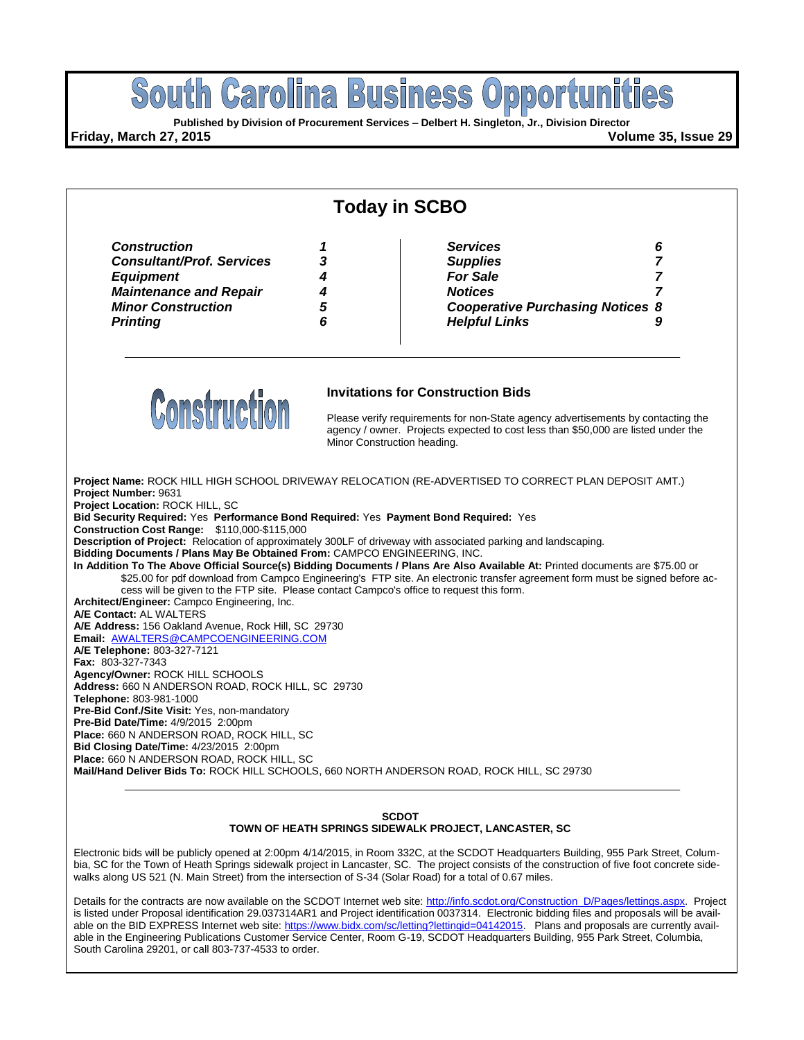# South Carolina Business Opportunities

**Published by Division of Procurement Services – Delbert H. Singleton, Jr., Division Director**

**Friday, March 27, 2015** **Volume 35, Issue 29**

## Today in SCBO

| | | | |
|---|---|---|---|
| ***Construction*** | ***1*** | ***Services*** | ***6*** |
| ***Consultant/Prof. Services*** | ***3*** | ***Supplies*** | ***7*** |
| ***Equipment*** | ***4*** | ***For Sale*** | ***7*** |
| ***Maintenance and Repair*** | ***4*** | ***Notices*** | ***7*** |
| ***Minor Construction*** | ***5*** | ***Cooperative Purchasing Notices*** | ***8*** |
| ***Printing*** | ***6*** | ***Helpful Links*** | ***9*** |

# Construction

### Invitations for Construction Bids

Please verify requirements for non-State agency advertisements by contacting the agency / owner. Projects expected to cost less than $50,000 are listed under the Minor Construction heading.

**Project Name:** ROCK HILL HIGH SCHOOL DRIVEWAY RELOCATION (RE-ADVERTISED TO CORRECT PLAN DEPOSIT AMT.)
**Project Number:** 9631
**Project Location:** ROCK HILL, SC
**Bid Security Required:** Yes **Performance Bond Required:** Yes **Payment Bond Required:** Yes
**Construction Cost Range:** $110,000-$115,000
**Description of Project:** Relocation of approximately 300LF of driveway with associated parking and landscaping.
**Bidding Documents / Plans May Be Obtained From:** CAMPCO ENGINEERING, INC.
**In Addition To The Above Official Source(s) Bidding Documents / Plans Are Also Available At:** Printed documents are $75.00 or $25.00 for pdf download from Campco Engineering's FTP site. An electronic transfer agreement form must be signed before access will be given to the FTP site. Please contact Campco's office to request this form.
**Architect/Engineer:** Campco Engineering, Inc.
**A/E Contact:** AL WALTERS
**A/E Address:** 156 Oakland Avenue, Rock Hill, SC 29730
**Email:** AWALTERS@CAMPCOENGINEERING.COM
**A/E Telephone:** 803-327-7121
**Fax:** 803-327-7343
**Agency/Owner:** ROCK HILL SCHOOLS
**Address:** 660 N ANDERSON ROAD, ROCK HILL, SC 29730
**Telephone:** 803-981-1000
**Pre-Bid Conf./Site Visit:** Yes, non-mandatory
**Pre-Bid Date/Time:** 4/9/2015 2:00pm
**Place:** 660 N ANDERSON ROAD, ROCK HILL, SC
**Bid Closing Date/Time:** 4/23/2015 2:00pm
**Place:** 660 N ANDERSON ROAD, ROCK HILL, SC
**Mail/Hand Deliver Bids To:** ROCK HILL SCHOOLS, 660 NORTH ANDERSON ROAD, ROCK HILL, SC 29730

---

**SCDOT**
**TOWN OF HEATH SPRINGS SIDEWALK PROJECT, LANCASTER, SC**

Electronic bids will be publicly opened at 2:00pm 4/14/2015, in Room 332C, at the SCDOT Headquarters Building, 955 Park Street, Columbia, SC for the Town of Heath Springs sidewalk project in Lancaster, SC. The project consists of the construction of five foot concrete sidewalks along US 521 (N. Main Street) from the intersection of S-34 (Solar Road) for a total of 0.67 miles.

Details for the contracts are now available on the SCDOT Internet web site: http://info.scdot.org/Construction_D/Pages/lettings.aspx. Project is listed under Proposal identification 29.037314AR1 and Project identification 0037314. Electronic bidding files and proposals will be available on the BID EXPRESS Internet web site: https://www.bidx.com/sc/letting?lettingid=04142015. Plans and proposals are currently available in the Engineering Publications Customer Service Center, Room G-19, SCDOT Headquarters Building, 955 Park Street, Columbia, South Carolina 29201, or call 803-737-4533 to order.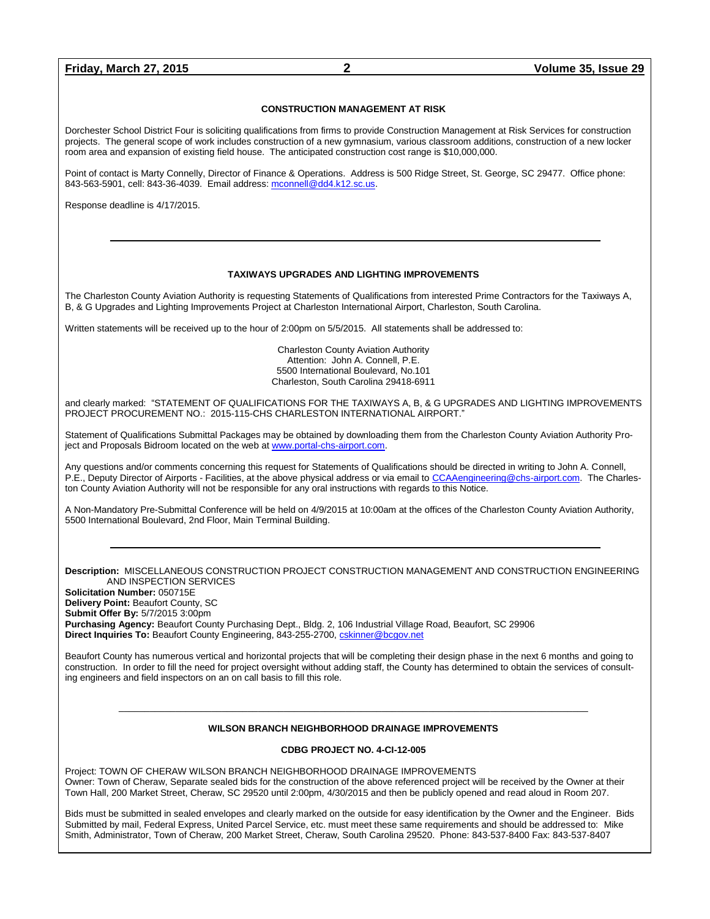### CONSTRUCTION MANAGEMENT AT RISK

Dorchester School District Four is soliciting qualifications from firms to provide Construction Management at Risk Services for construction projects. The general scope of work includes construction of a new gymnasium, various classroom additions, construction of a new locker room area and expansion of existing field house. The anticipated construction cost range is $10,000,000.

Point of contact is Marty Connelly, Director of Finance & Operations. Address is 500 Ridge Street, St. George, SC 29477. Office phone: 843-563-5901, cell: 843-36-4039. Email address: mconnell@dd4.k12.sc.us.

Response deadline is 4/17/2015.

---

### TAXIWAYS UPGRADES AND LIGHTING IMPROVEMENTS

The Charleston County Aviation Authority is requesting Statements of Qualifications from interested Prime Contractors for the Taxiways A, B, & G Upgrades and Lighting Improvements Project at Charleston International Airport, Charleston, South Carolina.

Written statements will be received up to the hour of 2:00pm on 5/5/2015. All statements shall be addressed to:

Charleston County Aviation Authority
Attention: John A. Connell, P.E.
5500 International Boulevard, No.101
Charleston, South Carolina 29418-6911

and clearly marked: "STATEMENT OF QUALIFICATIONS FOR THE TAXIWAYS A, B, & G UPGRADES AND LIGHTING IMPROVEMENTS PROJECT PROCUREMENT NO.: 2015-115-CHS CHARLESTON INTERNATIONAL AIRPORT."

Statement of Qualifications Submittal Packages may be obtained by downloading them from the Charleston County Aviation Authority Project and Proposals Bidroom located on the web at www.portal-chs-airport.com.

Any questions and/or comments concerning this request for Statements of Qualifications should be directed in writing to John A. Connell, P.E., Deputy Director of Airports - Facilities, at the above physical address or via email to CCAAengineering@chs-airport.com. The Charleston County Aviation Authority will not be responsible for any oral instructions with regards to this Notice.

A Non-Mandatory Pre-Submittal Conference will be held on 4/9/2015 at 10:00am at the offices of the Charleston County Aviation Authority, 5500 International Boulevard, 2nd Floor, Main Terminal Building.

---

**Description:** MISCELLANEOUS CONSTRUCTION PROJECT CONSTRUCTION MANAGEMENT AND CONSTRUCTION ENGINEERING AND INSPECTION SERVICES
**Solicitation Number:** 050715E
**Delivery Point:** Beaufort County, SC
**Submit Offer By:** 5/7/2015 3:00pm
**Purchasing Agency:** Beaufort County Purchasing Dept., Bldg. 2, 106 Industrial Village Road, Beaufort, SC 29906
**Direct Inquiries To:** Beaufort County Engineering, 843-255-2700, cskinner@bcgov.net

Beaufort County has numerous vertical and horizontal projects that will be completing their design phase in the next 6 months and going to construction. In order to fill the need for project oversight without adding staff, the County has determined to obtain the services of consulting engineers and field inspectors on an on call basis to fill this role.

---

### WILSON BRANCH NEIGHBORHOOD DRAINAGE IMPROVEMENTS

### CDBG PROJECT NO. 4-CI-12-005

Project: TOWN OF CHERAW WILSON BRANCH NEIGHBORHOOD DRAINAGE IMPROVEMENTS
Owner: Town of Cheraw, Separate sealed bids for the construction of the above referenced project will be received by the Owner at their Town Hall, 200 Market Street, Cheraw, SC 29520 until 2:00pm, 4/30/2015 and then be publicly opened and read aloud in Room 207.

Bids must be submitted in sealed envelopes and clearly marked on the outside for easy identification by the Owner and the Engineer. Bids Submitted by mail, Federal Express, United Parcel Service, etc. must meet these same requirements and should be addressed to: Mike Smith, Administrator, Town of Cheraw, 200 Market Street, Cheraw, South Carolina 29520. Phone: 843-537-8400 Fax: 843-537-8407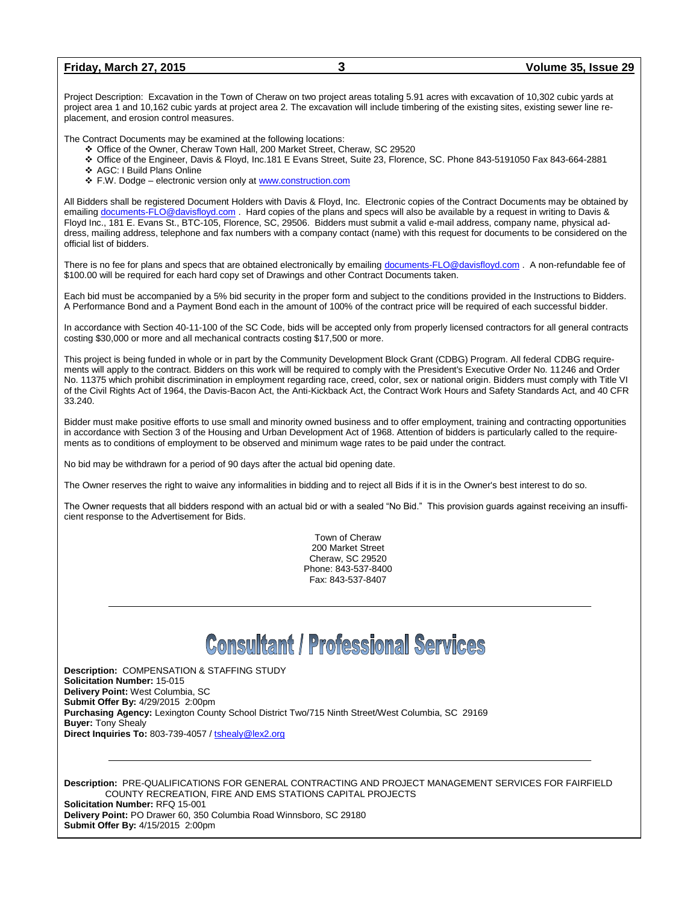Project Description: Excavation in the Town of Cheraw on two project areas totaling 5.91 acres with excavation of 10,302 cubic yards at project area 1 and 10,162 cubic yards at project area 2. The excavation will include timbering of the existing sites, existing sewer line re-placement, and erosion control measures.

The Contract Documents may be examined at the following locations:

- Office of the Owner, Cheraw Town Hall, 200 Market Street, Cheraw, SC 29520
- Office of the Engineer, Davis & Floyd, Inc.181 E Evans Street, Suite 23, Florence, SC. Phone 843-5191050 Fax 843-664-2881
- AGC: I Build Plans Online
- F.W. Dodge – electronic version only at www.construction.com

All Bidders shall be registered Document Holders with Davis & Floyd, Inc. Electronic copies of the Contract Documents may be obtained by emailing documents-FLO@davisfloyd.com . Hard copies of the plans and specs will also be available by a request in writing to Davis & Floyd Inc., 181 E. Evans St., BTC-105, Florence, SC, 29506. Bidders must submit a valid e-mail address, company name, physical address, mailing address, telephone and fax numbers with a company contact (name) with this request for documents to be considered on the official list of bidders.

There is no fee for plans and specs that are obtained electronically by emailing documents-FLO@davisfloyd.com . A non-refundable fee of $100.00 will be required for each hard copy set of Drawings and other Contract Documents taken.

Each bid must be accompanied by a 5% bid security in the proper form and subject to the conditions provided in the Instructions to Bidders. A Performance Bond and a Payment Bond each in the amount of 100% of the contract price will be required of each successful bidder.

In accordance with Section 40-11-100 of the SC Code, bids will be accepted only from properly licensed contractors for all general contracts costing $30,000 or more and all mechanical contracts costing $17,500 or more.

This project is being funded in whole or in part by the Community Development Block Grant (CDBG) Program. All federal CDBG requirements will apply to the contract. Bidders on this work will be required to comply with the President's Executive Order No. 11246 and Order No. 11375 which prohibit discrimination in employment regarding race, creed, color, sex or national origin. Bidders must comply with Title VI of the Civil Rights Act of 1964, the Davis-Bacon Act, the Anti-Kickback Act, the Contract Work Hours and Safety Standards Act, and 40 CFR 33.240.

Bidder must make positive efforts to use small and minority owned business and to offer employment, training and contracting opportunities in accordance with Section 3 of the Housing and Urban Development Act of 1968. Attention of bidders is particularly called to the requirements as to conditions of employment to be observed and minimum wage rates to be paid under the contract.

No bid may be withdrawn for a period of 90 days after the actual bid opening date.

The Owner reserves the right to waive any informalities in bidding and to reject all Bids if it is in the Owner's best interest to do so.

The Owner requests that all bidders respond with an actual bid or with a sealed "No Bid." This provision guards against receiving an insufficient response to the Advertisement for Bids.

Town of Cheraw
200 Market Street
Cheraw, SC 29520
Phone: 843-537-8400
Fax: 843-537-8407

---

# Consultant / Professional Services

**Description:** COMPENSATION & STAFFING STUDY
**Solicitation Number:** 15-015
**Delivery Point:** West Columbia, SC
**Submit Offer By:** 4/29/2015 2:00pm
**Purchasing Agency:** Lexington County School District Two/715 Ninth Street/West Columbia, SC 29169
**Buyer:** Tony Shealy
**Direct Inquiries To:** 803-739-4057 / tshealy@lex2.org

---

**Description:** PRE-QUALIFICATIONS FOR GENERAL CONTRACTING AND PROJECT MANAGEMENT SERVICES FOR FAIRFIELD COUNTY RECREATION, FIRE AND EMS STATIONS CAPITAL PROJECTS
**Solicitation Number:** RFQ 15-001
**Delivery Point:** PO Drawer 60, 350 Columbia Road Winnsboro, SC 29180
**Submit Offer By:** 4/15/2015 2:00pm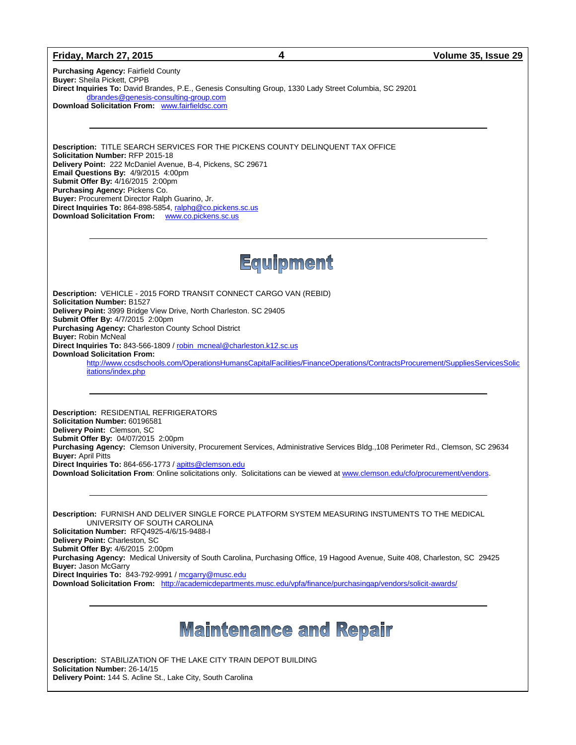**Purchasing Agency:** Fairfield County
**Buyer:** Sheila Pickett, CPPB
**Direct Inquiries To:** David Brandes, P.E., Genesis Consulting Group, 1330 Lady Street Columbia, SC 29201
dbrandes@genesis-consulting-group.com
**Download Solicitation From:** www.fairfieldsc.com

---

**Description:** TITLE SEARCH SERVICES FOR THE PICKENS COUNTY DELINQUENT TAX OFFICE
**Solicitation Number:** RFP 2015-18
**Delivery Point:** 222 McDaniel Avenue, B-4, Pickens, SC 29671
**Email Questions By:** 4/9/2015 4:00pm
**Submit Offer By:** 4/16/2015 2:00pm
**Purchasing Agency:** Pickens Co.
**Buyer:** Procurement Director Ralph Guarino, Jr.
**Direct Inquiries To:** 864-898-5854, ralphg@co.pickens.sc.us
**Download Solicitation From:** www.co.pickens.sc.us

---

# Equipment

**Description:** VEHICLE - 2015 FORD TRANSIT CONNECT CARGO VAN (REBID)
**Solicitation Number:** B1527
**Delivery Point:** 3999 Bridge View Drive, North Charleston. SC 29405
**Submit Offer By:** 4/7/2015 2:00pm
**Purchasing Agency:** Charleston County School District
**Buyer:** Robin McNeal
**Direct Inquiries To:** 843-566-1809 / robin_mcneal@charleston.k12.sc.us
**Download Solicitation From:**
http://www.ccsdschools.com/OperationsHumansCapitalFacilities/FinanceOperations/ContractsProcurement/SuppliesServicesSolicitations/index.php

---

**Description:** RESIDENTIAL REFRIGERATORS
**Solicitation Number:** 60196581
**Delivery Point:** Clemson, SC
**Submit Offer By:** 04/07/2015 2:00pm
**Purchasing Agency:** Clemson University, Procurement Services, Administrative Services Bldg.,108 Perimeter Rd., Clemson, SC 29634
**Buyer:** April Pitts
**Direct Inquiries To:** 864-656-1773 / apitts@clemson.edu
**Download Solicitation From**: Online solicitations only. Solicitations can be viewed at www.clemson.edu/cfo/procurement/vendors.

---

**Description:** FURNISH AND DELIVER SINGLE FORCE PLATFORM SYSTEM MEASURING INSTUMENTS TO THE MEDICAL UNIVERSITY OF SOUTH CAROLINA
**Solicitation Number:** RFQ4925-4/6/15-9488-I
**Delivery Point:** Charleston, SC
**Submit Offer By:** 4/6/2015 2:00pm
**Purchasing Agency:** Medical University of South Carolina, Purchasing Office, 19 Hagood Avenue, Suite 408, Charleston, SC 29425
**Buyer:** Jason McGarry
**Direct Inquiries To:** 843-792-9991 / mcgarry@musc.edu
**Download Solicitation From:** http://academicdepartments.musc.edu/vpfa/finance/purchasingap/vendors/solicit-awards/

---

# Maintenance and Repair

**Description:** STABILIZATION OF THE LAKE CITY TRAIN DEPOT BUILDING
**Solicitation Number:** 26-14/15
**Delivery Point:** 144 S. Acline St., Lake City, South Carolina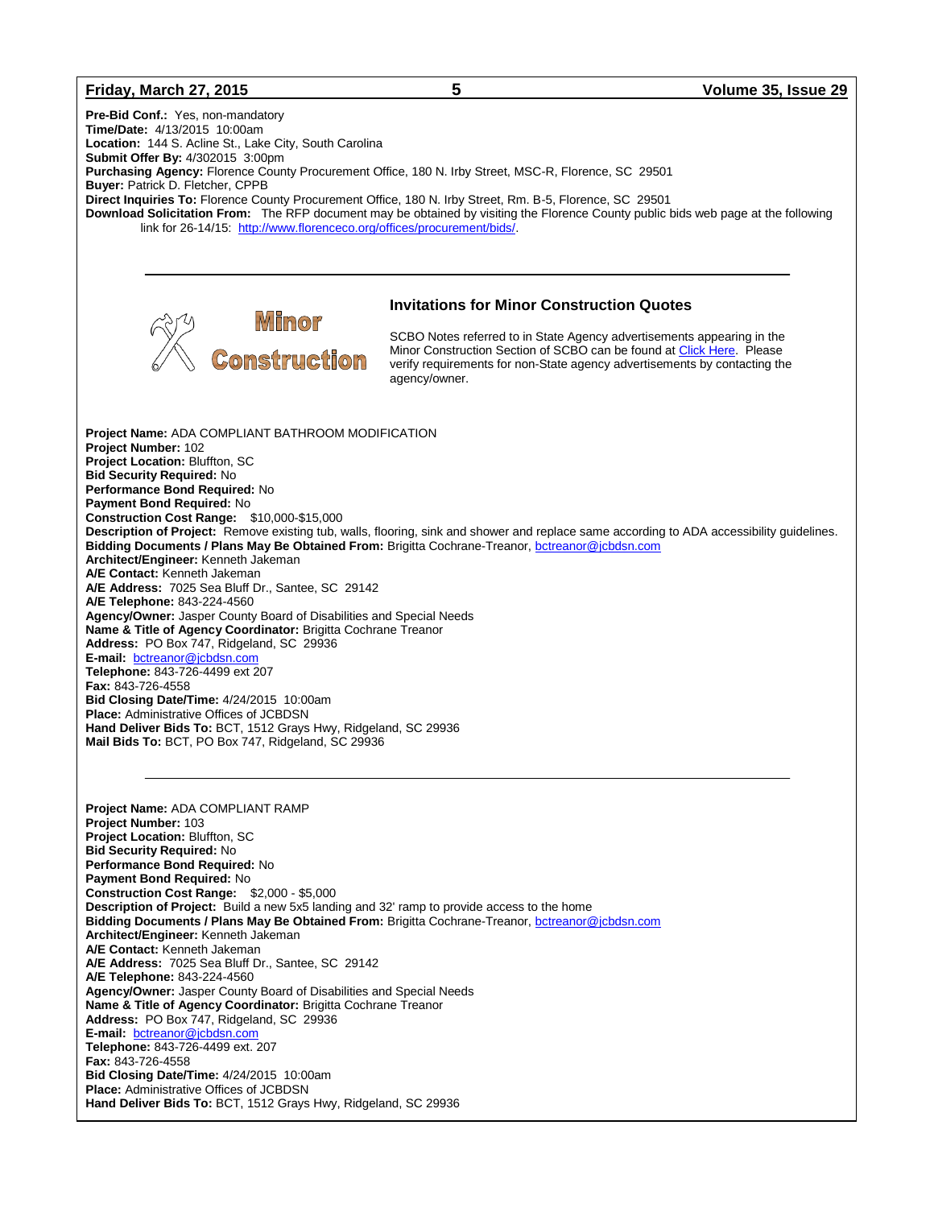**Pre-Bid Conf.:** Yes, non-mandatory
**Time/Date:** 4/13/2015 10:00am
**Location:** 144 S. Acline St., Lake City, South Carolina
**Submit Offer By:** 4/302015 3:00pm
**Purchasing Agency:** Florence County Procurement Office, 180 N. Irby Street, MSC-R, Florence, SC 29501
**Buyer:** Patrick D. Fletcher, CPPB
**Direct Inquiries To:** Florence County Procurement Office, 180 N. Irby Street, Rm. B-5, Florence, SC 29501
**Download Solicitation From:** The RFP document may be obtained by visiting the Florence County public bids web page at the following link for 26-14/15: http://www.florenceco.org/offices/procurement/bids/.

---

**Minor Construction**

## Invitations for Minor Construction Quotes

SCBO Notes referred to in State Agency advertisements appearing in the Minor Construction Section of SCBO can be found at Click Here. Please verify requirements for non-State agency advertisements by contacting the agency/owner.

**Project Name:** ADA COMPLIANT BATHROOM MODIFICATION
**Project Number:** 102
**Project Location:** Bluffton, SC
**Bid Security Required:** No
**Performance Bond Required:** No
**Payment Bond Required:** No
**Construction Cost Range:** $10,000-$15,000
**Description of Project:** Remove existing tub, walls, flooring, sink and shower and replace same according to ADA accessibility guidelines.
**Bidding Documents / Plans May Be Obtained From:** Brigitta Cochrane-Treanor, bctreanor@jcbdsn.com
**Architect/Engineer:** Kenneth Jakeman
**A/E Contact:** Kenneth Jakeman
**A/E Address:** 7025 Sea Bluff Dr., Santee, SC 29142
**A/E Telephone:** 843-224-4560
**Agency/Owner:** Jasper County Board of Disabilities and Special Needs
**Name & Title of Agency Coordinator:** Brigitta Cochrane Treanor
**Address:** PO Box 747, Ridgeland, SC 29936
**E-mail:** bctreanor@jcbdsn.com
**Telephone:** 843-726-4499 ext 207
**Fax:** 843-726-4558
**Bid Closing Date/Time:** 4/24/2015 10:00am
**Place:** Administrative Offices of JCBDSN
**Hand Deliver Bids To:** BCT, 1512 Grays Hwy, Ridgeland, SC 29936
**Mail Bids To:** BCT, PO Box 747, Ridgeland, SC 29936

---

**Project Name:** ADA COMPLIANT RAMP
**Project Number:** 103
**Project Location:** Bluffton, SC
**Bid Security Required:** No
**Performance Bond Required:** No
**Payment Bond Required:** No
**Construction Cost Range:** $2,000 - $5,000
**Description of Project:** Build a new 5x5 landing and 32' ramp to provide access to the home
**Bidding Documents / Plans May Be Obtained From:** Brigitta Cochrane-Treanor, bctreanor@jcbdsn.com
**Architect/Engineer:** Kenneth Jakeman
**A/E Contact:** Kenneth Jakeman
**A/E Address:** 7025 Sea Bluff Dr., Santee, SC 29142
**A/E Telephone:** 843-224-4560
**Agency/Owner:** Jasper County Board of Disabilities and Special Needs
**Name & Title of Agency Coordinator:** Brigitta Cochrane Treanor
**Address:** PO Box 747, Ridgeland, SC 29936
**E-mail:** bctreanor@jcbdsn.com
**Telephone:** 843-726-4499 ext. 207
**Fax:** 843-726-4558
**Bid Closing Date/Time:** 4/24/2015 10:00am
**Place:** Administrative Offices of JCBDSN
**Hand Deliver Bids To:** BCT, 1512 Grays Hwy, Ridgeland, SC 29936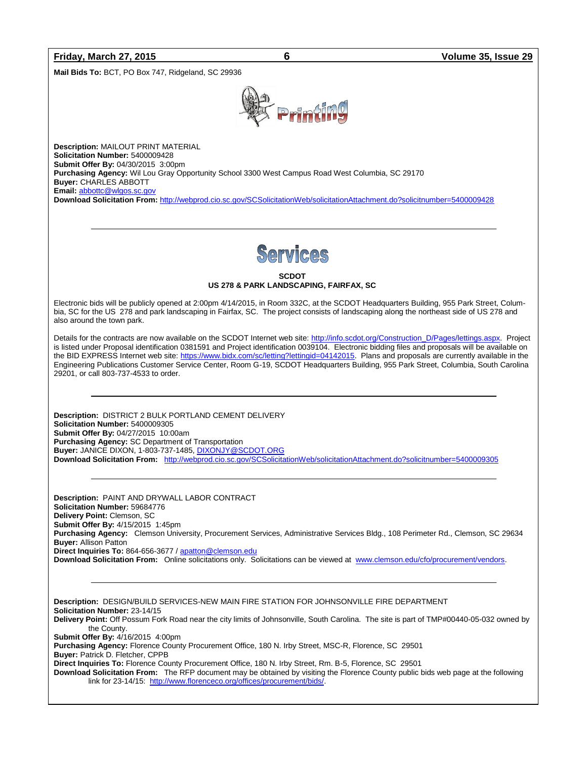**Mail Bids To:** BCT, PO Box 747, Ridgeland, SC 29936

## Printing

**Description:** MAILOUT PRINT MATERIAL
**Solicitation Number:** 5400009428
**Submit Offer By:** 04/30/2015 3:00pm
**Purchasing Agency:** Wil Lou Gray Opportunity School 3300 West Campus Road West Columbia, SC 29170
**Buyer:** CHARLES ABBOTT
**Email:** abbottc@wlgos.sc.gov
**Download Solicitation From:** http://webprod.cio.sc.gov/SCSolicitationWeb/solicitationAttachment.do?solicitnumber=5400009428

---

## Services

**SCDOT**
**US 278 & PARK LANDSCAPING, FAIRFAX, SC**

Electronic bids will be publicly opened at 2:00pm 4/14/2015, in Room 332C, at the SCDOT Headquarters Building, 955 Park Street, Columbia, SC for the US 278 and park landscaping in Fairfax, SC. The project consists of landscaping along the northeast side of US 278 and also around the town park.

Details for the contracts are now available on the SCDOT Internet web site: http://info.scdot.org/Construction_D/Pages/lettings.aspx. Project is listed under Proposal identification 0381591 and Project identification 0039104. Electronic bidding files and proposals will be available on the BID EXPRESS Internet web site: https://www.bidx.com/sc/letting?lettingid=04142015. Plans and proposals are currently available in the Engineering Publications Customer Service Center, Room G-19, SCDOT Headquarters Building, 955 Park Street, Columbia, South Carolina 29201, or call 803-737-4533 to order.

---

**Description:** DISTRICT 2 BULK PORTLAND CEMENT DELIVERY
**Solicitation Number:** 5400009305
**Submit Offer By:** 04/27/2015 10:00am
**Purchasing Agency:** SC Department of Transportation
**Buyer:** JANICE DIXON, 1-803-737-1485, DIXONJY@SCDOT.ORG
**Download Solicitation From:** http://webprod.cio.sc.gov/SCSolicitationWeb/solicitationAttachment.do?solicitnumber=5400009305

---

**Description:** PAINT AND DRYWALL LABOR CONTRACT
**Solicitation Number:** 59684776
**Delivery Point:** Clemson, SC
**Submit Offer By:** 4/15/2015 1:45pm
**Purchasing Agency:** Clemson University, Procurement Services, Administrative Services Bldg., 108 Perimeter Rd., Clemson, SC 29634
**Buyer:** Allison Patton
**Direct Inquiries To:** 864-656-3677 / apatton@clemson.edu
**Download Solicitation From:** Online solicitations only. Solicitations can be viewed at www.clemson.edu/cfo/procurement/vendors.

---

**Description:** DESIGN/BUILD SERVICES-NEW MAIN FIRE STATION FOR JOHNSONVILLE FIRE DEPARTMENT
**Solicitation Number:** 23-14/15
**Delivery Point:** Off Possum Fork Road near the city limits of Johnsonville, South Carolina. The site is part of TMP#00440-05-032 owned by the County.
**Submit Offer By:** 4/16/2015 4:00pm
**Purchasing Agency:** Florence County Procurement Office, 180 N. Irby Street, MSC-R, Florence, SC 29501
**Buyer:** Patrick D. Fletcher, CPPB
**Direct Inquiries To:** Florence County Procurement Office, 180 N. Irby Street, Rm. B-5, Florence, SC 29501
**Download Solicitation From:** The RFP document may be obtained by visiting the Florence County public bids web page at the following link for 23-14/15: http://www.florenceco.org/offices/procurement/bids/.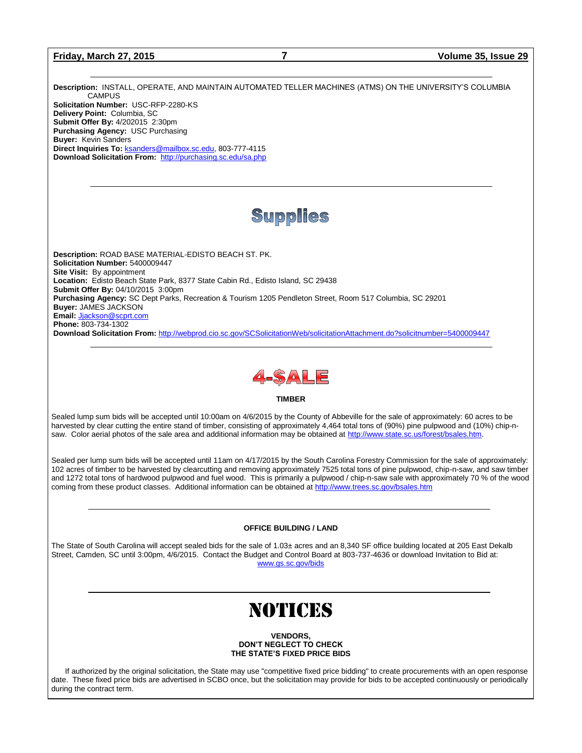**Description:** INSTALL, OPERATE, AND MAINTAIN AUTOMATED TELLER MACHINES (ATMS) ON THE UNIVERSITY'S COLUMBIA CAMPUS
**Solicitation Number:** USC-RFP-2280-KS
**Delivery Point:** Columbia, SC
**Submit Offer By:** 4/202015 2:30pm
**Purchasing Agency:** USC Purchasing
**Buyer:** Kevin Sanders
**Direct Inquiries To:** ksanders@mailbox.sc.edu, 803-777-4115
**Download Solicitation From:** http://purchasing.sc.edu/sa.php

# Supplies

**Description:** ROAD BASE MATERIAL-EDISTO BEACH ST. PK.
**Solicitation Number:** 5400009447
**Site Visit:** By appointment
**Location:** Edisto Beach State Park, 8377 State Cabin Rd., Edisto Island, SC 29438
**Submit Offer By:** 04/10/2015 3:00pm
**Purchasing Agency:** SC Dept Parks, Recreation & Tourism 1205 Pendleton Street, Room 517 Columbia, SC 29201
**Buyer:** JAMES JACKSON
**Email:** Jjackson@scprt.com
**Phone:** 803-734-1302
**Download Solicitation From:** http://webprod.cio.sc.gov/SCSolicitationWeb/solicitationAttachment.do?solicitnumber=5400009447

# 4-$ALE

### TIMBER

Sealed lump sum bids will be accepted until 10:00am on 4/6/2015 by the County of Abbeville for the sale of approximately: 60 acres to be harvested by clear cutting the entire stand of timber, consisting of approximately 4,464 total tons of (90%) pine pulpwood and (10%) chip-n-saw. Color aerial photos of the sale area and additional information may be obtained at http://www.state.sc.us/forest/bsales.htm.

Sealed per lump sum bids will be accepted until 11am on 4/17/2015 by the South Carolina Forestry Commission for the sale of approximately: 102 acres of timber to be harvested by clearcutting and removing approximately 7525 total tons of pine pulpwood, chip-n-saw, and saw timber and 1272 total tons of hardwood pulpwood and fuel wood. This is primarily a pulpwood / chip-n-saw sale with approximately 70 % of the wood coming from these product classes. Additional information can be obtained at http://www.trees.sc.gov/bsales.htm

### OFFICE BUILDING / LAND

The State of South Carolina will accept sealed bids for the sale of 1.03± acres and an 8,340 SF office building located at 205 East Dekalb Street, Camden, SC until 3:00pm, 4/6/2015. Contact the Budget and Control Board at 803-737-4636 or download Invitation to Bid at: www.gs.sc.gov/bids

# NOTICES

### VENDORS, DON'T NEGLECT TO CHECK THE STATE'S FIXED PRICE BIDS

If authorized by the original solicitation, the State may use "competitive fixed price bidding" to create procurements with an open response date. These fixed price bids are advertised in SCBO once, but the solicitation may provide for bids to be accepted continuously or periodically during the contract term.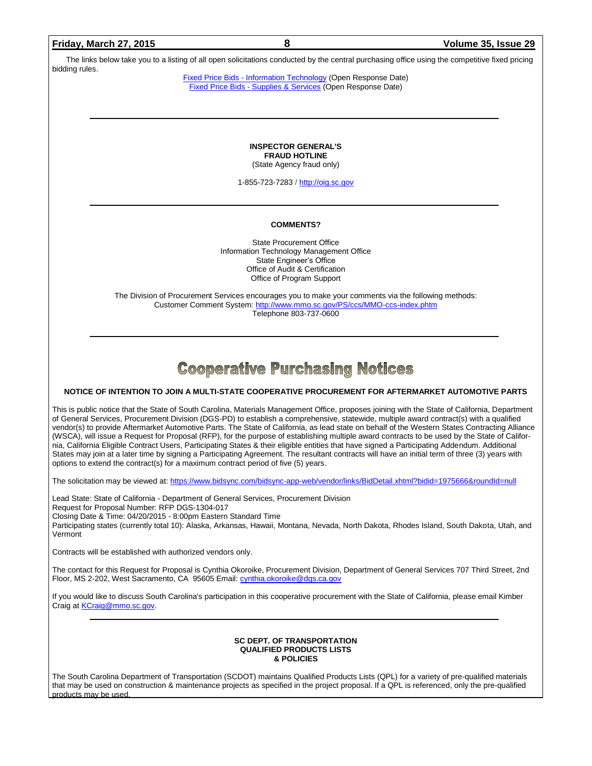The links below take you to a listing of all open solicitations conducted by the central purchasing office using the competitive fixed pricing bidding rules.

[Fixed Price Bids - Information Technology](#) (Open Response Date)
[Fixed Price Bids - Supplies & Services](#) (Open Response Date)

---

**INSPECTOR GENERAL'S**
**FRAUD HOTLINE**
(State Agency fraud only)

1-855-723-7283 / http://oig.sc.gov

---

**COMMENTS?**

State Procurement Office
Information Technology Management Office
State Engineer's Office
Office of Audit & Certification
Office of Program Support

The Division of Procurement Services encourages you to make your comments via the following methods:
Customer Comment System: http://www.mmo.sc.gov/PS/ccs/MMO-ccs-index.phtm
Telephone 803-737-0600

---

# Cooperative Purchasing Notices

**NOTICE OF INTENTION TO JOIN A MULTI-STATE COOPERATIVE PROCUREMENT FOR AFTERMARKET AUTOMOTIVE PARTS**

This is public notice that the State of South Carolina, Materials Management Office, proposes joining with the State of California, Department of General Services, Procurement Division (DGS-PD) to establish a comprehensive, statewide, multiple award contract(s) with a qualified vendor(s) to provide Aftermarket Automotive Parts. The State of California, as lead state on behalf of the Western States Contracting Alliance (WSCA), will issue a Request for Proposal (RFP), for the purpose of establishing multiple award contracts to be used by the State of California, California Eligible Contract Users, Participating States & their eligible entities that have signed a Participating Addendum. Additional States may join at a later time by signing a Participating Agreement. The resultant contracts will have an initial term of three (3) years with options to extend the contract(s) for a maximum contract period of five (5) years.

The solicitation may be viewed at: https://www.bidsync.com/bidsync-app-web/vendor/links/BidDetail.xhtml?bidid=1975666&roundId=null

Lead State: State of California - Department of General Services, Procurement Division
Request for Proposal Number: RFP DGS-1304-017
Closing Date & Time: 04/20/2015 - 8:00pm Eastern Standard Time
Participating states (currently total 10): Alaska, Arkansas, Hawaii, Montana, Nevada, North Dakota, Rhodes Island, South Dakota, Utah, and Vermont

Contracts will be established with authorized vendors only.

The contact for this Request for Proposal is Cynthia Okoroike, Procurement Division, Department of General Services 707 Third Street, 2nd Floor, MS 2-202, West Sacramento, CA 95605 Email: cynthia.okoroike@dgs.ca.gov

If you would like to discuss South Carolina's participation in this cooperative procurement with the State of California, please email Kimber Craig at KCraig@mmo.sc.gov.

---

**SC DEPT. OF TRANSPORTATION**
**QUALIFIED PRODUCTS LISTS**
**& POLICIES**

The South Carolina Department of Transportation (SCDOT) maintains Qualified Products Lists (QPL) for a variety of pre-qualified materials that may be used on construction & maintenance projects as specified in the project proposal. If a QPL is referenced, only the pre-qualified products may be used.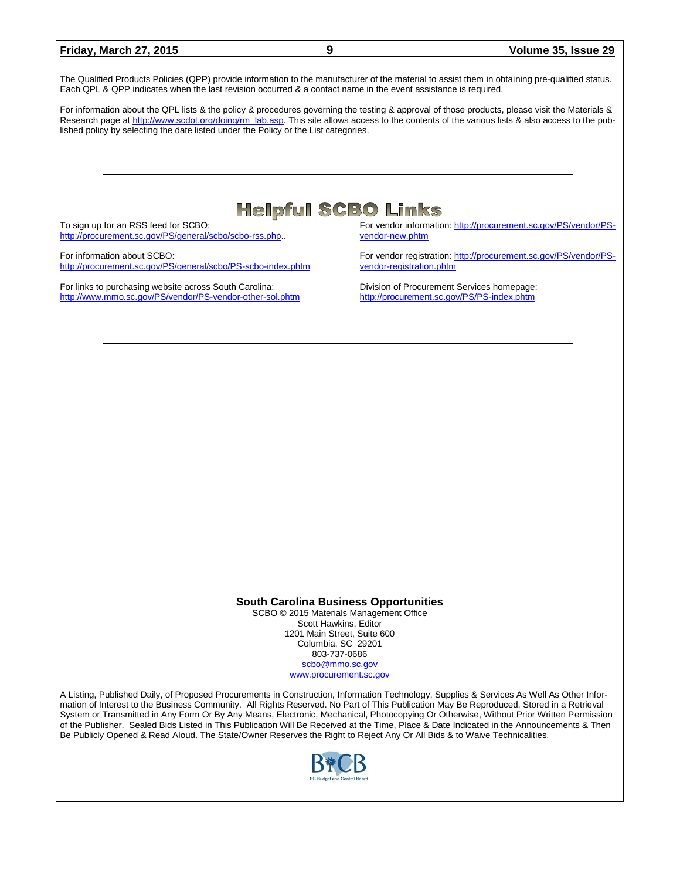The Qualified Products Policies (QPP) provide information to the manufacturer of the material to assist them in obtaining pre-qualified status. Each QPL & QPP indicates when the last revision occurred & a contact name in the event assistance is required.

For information about the QPL lists & the policy & procedures governing the testing & approval of those products, please visit the Materials & Research page at http://www.scdot.org/doing/rm_lab.asp. This site allows access to the contents of the various lists & also access to the published policy by selecting the date listed under the Policy or the List categories.

---

## Helpful SCBO Links

To sign up for an RSS feed for SCBO:
http://procurement.sc.gov/PS/general/scbo/scbo-rss.php..

For information about SCBO:
http://procurement.sc.gov/PS/general/scbo/PS-scbo-index.phtm

For links to purchasing website across South Carolina:
http://www.mmo.sc.gov/PS/vendor/PS-vendor-other-sol.phtm

For vendor information: http://procurement.sc.gov/PS/vendor/PS-vendor-new.phtm

For vendor registration: http://procurement.sc.gov/PS/vendor/PS-vendor-registration.phtm

Division of Procurement Services homepage:
http://procurement.sc.gov/PS/PS-index.phtm

---

**South Carolina Business Opportunities**
SCBO © 2015 Materials Management Office
Scott Hawkins, Editor
1201 Main Street, Suite 600
Columbia, SC 29201
803-737-0686
scbo@mmo.sc.gov
www.procurement.sc.gov

A Listing, Published Daily, of Proposed Procurements in Construction, Information Technology, Supplies & Services As Well As Other Information of Interest to the Business Community. All Rights Reserved. No Part of This Publication May Be Reproduced, Stored in a Retrieval System or Transmitted in Any Form Or By Any Means, Electronic, Mechanical, Photocopying Or Otherwise, Without Prior Written Permission of the Publisher. Sealed Bids Listed in This Publication Will Be Received at the Time, Place & Date Indicated in the Announcements & Then Be Publicly Opened & Read Aloud. The State/Owner Reserves the Right to Reject Any Or All Bids & to Waive Technicalities.

BCB
SC Budget and Control Board